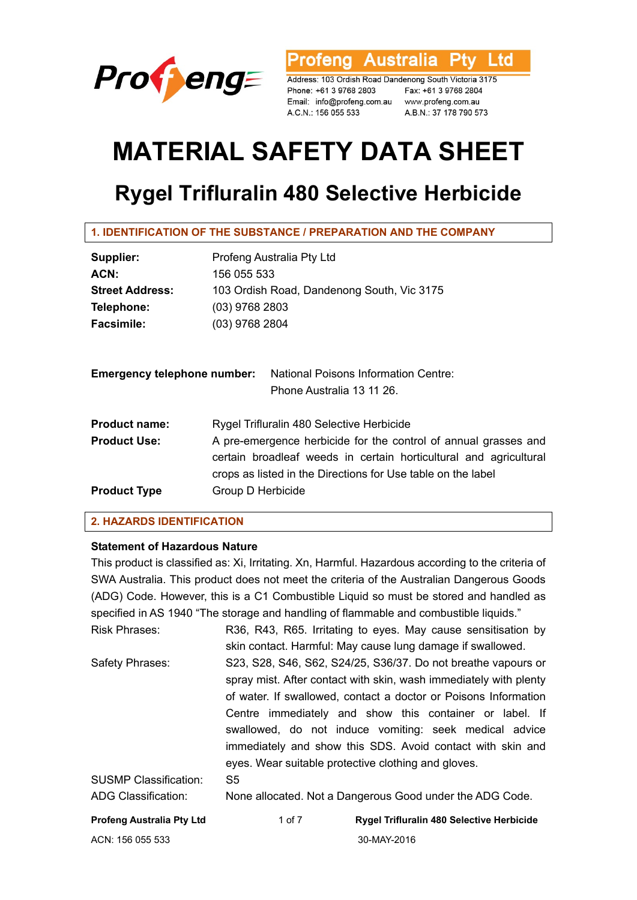Profeng Australia Pty Ltd

Address: 103 Ordish Road Dandenong South Victoria 3175
Phone: +61 3 9768 2803 Fax: +61 3 9768 2804
Email: info@profeng.com.au www.profeng.com.au
A.C.N.: 156 055 533 A.B.N.: 37 178 790 573

# MATERIAL SAFETY DATA SHEET

## Rygel Trifluralin 480 Selective Herbicide

### 1. IDENTIFICATION OF THE SUBSTANCE / PREPARATION AND THE COMPANY

**Supplier:** Profeng Australia Pty Ltd
**ACN:** 156 055 533
**Street Address:** 103 Ordish Road, Dandenong South, Vic 3175
**Telephone:** (03) 9768 2803
**Facsimile:** (03) 9768 2804

**Emergency telephone number:** National Poisons Information Centre: Phone Australia 13 11 26.

**Product name:** Rygel Trifluralin 480 Selective Herbicide
**Product Use:** A pre-emergence herbicide for the control of annual grasses and certain broadleaf weeds in certain horticultural and agricultural crops as listed in the Directions for Use table on the label
**Product Type** Group D Herbicide

### 2. HAZARDS IDENTIFICATION

**Statement of Hazardous Nature**

This product is classified as: Xi, Irritating. Xn, Harmful. Hazardous according to the criteria of SWA Australia. This product does not meet the criteria of the Australian Dangerous Goods (ADG) Code. However, this is a C1 Combustible Liquid so must be stored and handled as specified in AS 1940 "The storage and handling of flammable and combustible liquids."

Risk Phrases: R36, R43, R65. Irritating to eyes. May cause sensitisation by skin contact. Harmful: May cause lung damage if swallowed.

Safety Phrases: S23, S28, S46, S62, S24/25, S36/37. Do not breathe vapours or spray mist. After contact with skin, wash immediately with plenty of water. If swallowed, contact a doctor or Poisons Information Centre immediately and show this container or label. If swallowed, do not induce vomiting: seek medical advice immediately and show this SDS. Avoid contact with skin and eyes. Wear suitable protective clothing and gloves.

SUSMP Classification: S5

ADG Classification: None allocated. Not a Dangerous Good under the ADG Code.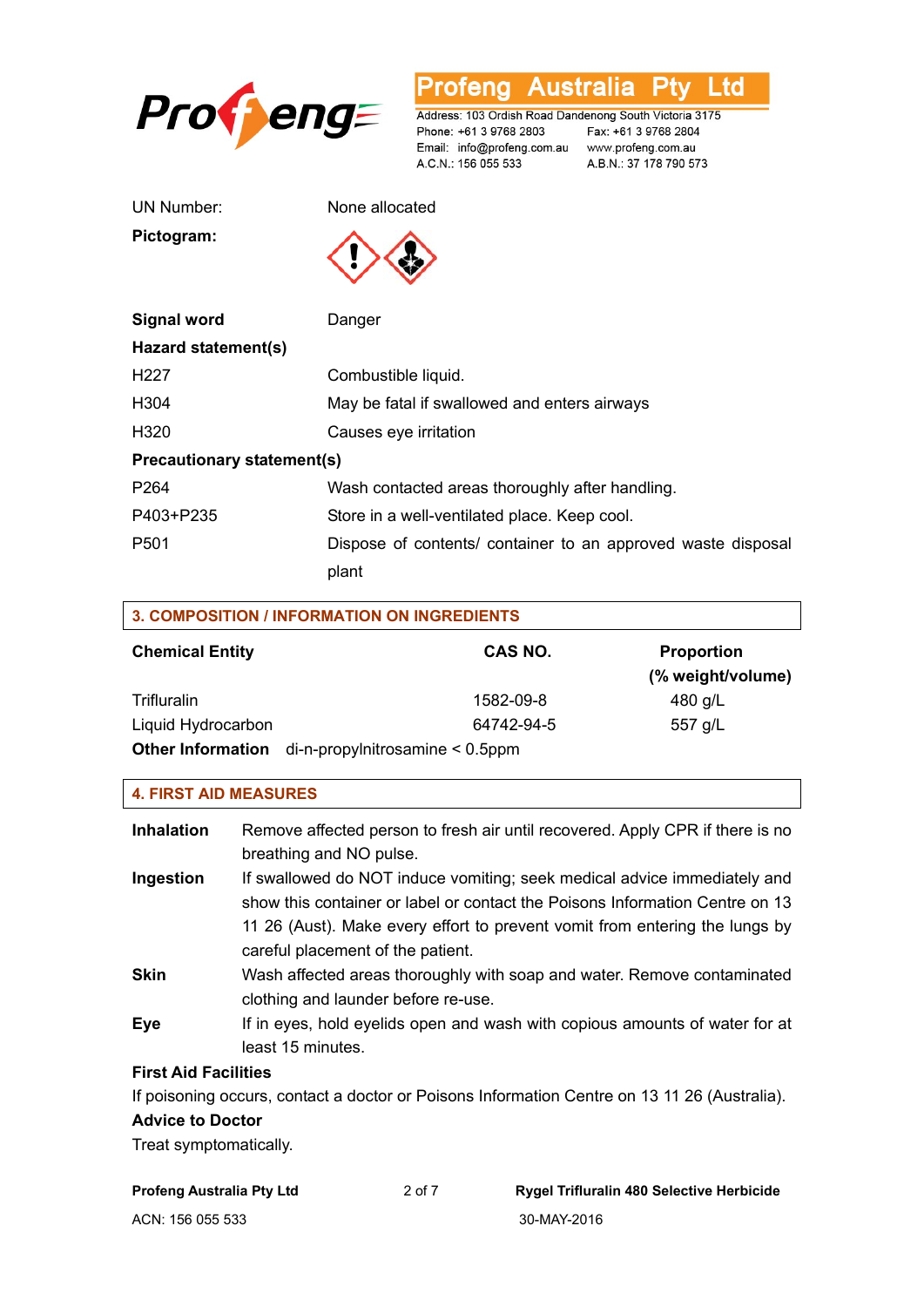| | |
|---|---|
| UN Number: | None allocated |
| **Pictogram:** | |
| **Signal word** | Danger |

**Hazard statement(s)**

| | |
|---|---|
| H227 | Combustible liquid. |
| H304 | May be fatal if swallowed and enters airways |
| H320 | Causes eye irritation |

**Precautionary statement(s)**

| | |
|---|---|
| P264 | Wash contacted areas thoroughly after handling. |
| P403+P235 | Store in a well-ventilated place. Keep cool. |
| P501 | Dispose of contents/ container to an approved waste disposal plant |

## 3. COMPOSITION / INFORMATION ON INGREDIENTS

| Chemical Entity | CAS NO. | Proportion (% weight/volume) |
|---|---|---|
| Trifluralin | 1582-09-8 | 480 g/L |
| Liquid Hydrocarbon | 64742-94-5 | 557 g/L |

**Other Information** di-n-propylnitrosamine < 0.5ppm

## 4. FIRST AID MEASURES

**Inhalation** Remove affected person to fresh air until recovered. Apply CPR if there is no breathing and NO pulse.

**Ingestion** If swallowed do NOT induce vomiting; seek medical advice immediately and show this container or label or contact the Poisons Information Centre on 13 11 26 (Aust). Make every effort to prevent vomit from entering the lungs by careful placement of the patient.

**Skin** Wash affected areas thoroughly with soap and water. Remove contaminated clothing and launder before re-use.

**Eye** If in eyes, hold eyelids open and wash with copious amounts of water for at least 15 minutes.

**First Aid Facilities**

If poisoning occurs, contact a doctor or Poisons Information Centre on 13 11 26 (Australia).

**Advice to Doctor**

Treat symptomatically.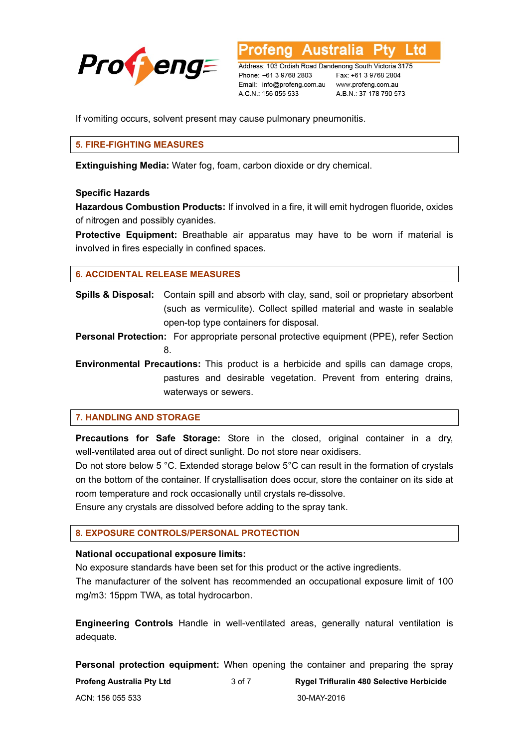If vomiting occurs, solvent present may cause pulmonary pneumonitis.

## 5. FIRE-FIGHTING MEASURES

**Extinguishing Media:** Water fog, foam, carbon dioxide or dry chemical.

**Specific Hazards**

**Hazardous Combustion Products:** If involved in a fire, it will emit hydrogen fluoride, oxides of nitrogen and possibly cyanides.

**Protective Equipment:** Breathable air apparatus may have to be worn if material is involved in fires especially in confined spaces.

## 6. ACCIDENTAL RELEASE MEASURES

**Spills & Disposal:** Contain spill and absorb with clay, sand, soil or proprietary absorbent (such as vermiculite). Collect spilled material and waste in sealable open-top type containers for disposal.

**Personal Protection:** For appropriate personal protective equipment (PPE), refer Section 8.

**Environmental Precautions:** This product is a herbicide and spills can damage crops, pastures and desirable vegetation. Prevent from entering drains, waterways or sewers.

## 7. HANDLING AND STORAGE

**Precautions for Safe Storage:** Store in the closed, original container in a dry, well-ventilated area out of direct sunlight. Do not store near oxidisers.
Do not store below 5 °C. Extended storage below 5°C can result in the formation of crystals on the bottom of the container. If crystallisation does occur, store the container on its side at room temperature and rock occasionally until crystals re-dissolve.
Ensure any crystals are dissolved before adding to the spray tank.

## 8. EXPOSURE CONTROLS/PERSONAL PROTECTION

**National occupational exposure limits:**
No exposure standards have been set for this product or the active ingredients.
The manufacturer of the solvent has recommended an occupational exposure limit of 100 mg/m3: 15ppm TWA, as total hydrocarbon.

**Engineering Controls** Handle in well-ventilated areas, generally natural ventilation is adequate.

**Personal protection equipment:** When opening the container and preparing the spray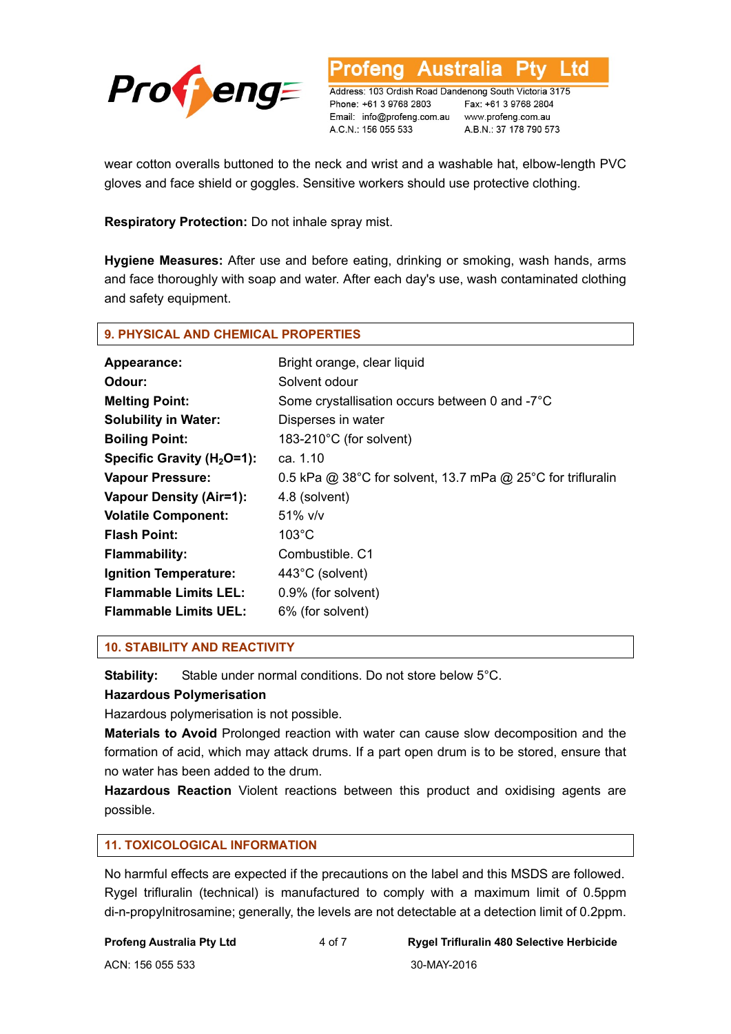wear cotton overalls buttoned to the neck and wrist and a washable hat, elbow-length PVC gloves and face shield or goggles. Sensitive workers should use protective clothing.

**Respiratory Protection:** Do not inhale spray mist.

**Hygiene Measures:** After use and before eating, drinking or smoking, wash hands, arms and face thoroughly with soap and water. After each day's use, wash contaminated clothing and safety equipment.

## 9. PHYSICAL AND CHEMICAL PROPERTIES

| | |
|---|---|
| **Appearance:** | Bright orange, clear liquid |
| **Odour:** | Solvent odour |
| **Melting Point:** | Some crystallisation occurs between 0 and -7°C |
| **Solubility in Water:** | Disperses in water |
| **Boiling Point:** | 183-210°C (for solvent) |
| **Specific Gravity ($H_2O$=1):** | ca. 1.10 |
| **Vapour Pressure:** | 0.5 kPa @ 38°C for solvent, 13.7 mPa @ 25°C for trifluralin |
| **Vapour Density (Air=1):** | 4.8 (solvent) |
| **Volatile Component:** | 51% v/v |
| **Flash Point:** | 103°C |
| **Flammability:** | Combustible. C1 |
| **Ignition Temperature:** | 443°C (solvent) |
| **Flammable Limits LEL:** | 0.9% (for solvent) |
| **Flammable Limits UEL:** | 6% (for solvent) |

## 10. STABILITY AND REACTIVITY

**Stability:** Stable under normal conditions. Do not store below 5°C.

**Hazardous Polymerisation**

Hazardous polymerisation is not possible.

**Materials to Avoid** Prolonged reaction with water can cause slow decomposition and the formation of acid, which may attack drums. If a part open drum is to be stored, ensure that no water has been added to the drum.

**Hazardous Reaction** Violent reactions between this product and oxidising agents are possible.

## 11. TOXICOLOGICAL INFORMATION

No harmful effects are expected if the precautions on the label and this MSDS are followed. Rygel trifluralin (technical) is manufactured to comply with a maximum limit of 0.5ppm di-n-propylnitrosamine; generally, the levels are not detectable at a detection limit of 0.2ppm.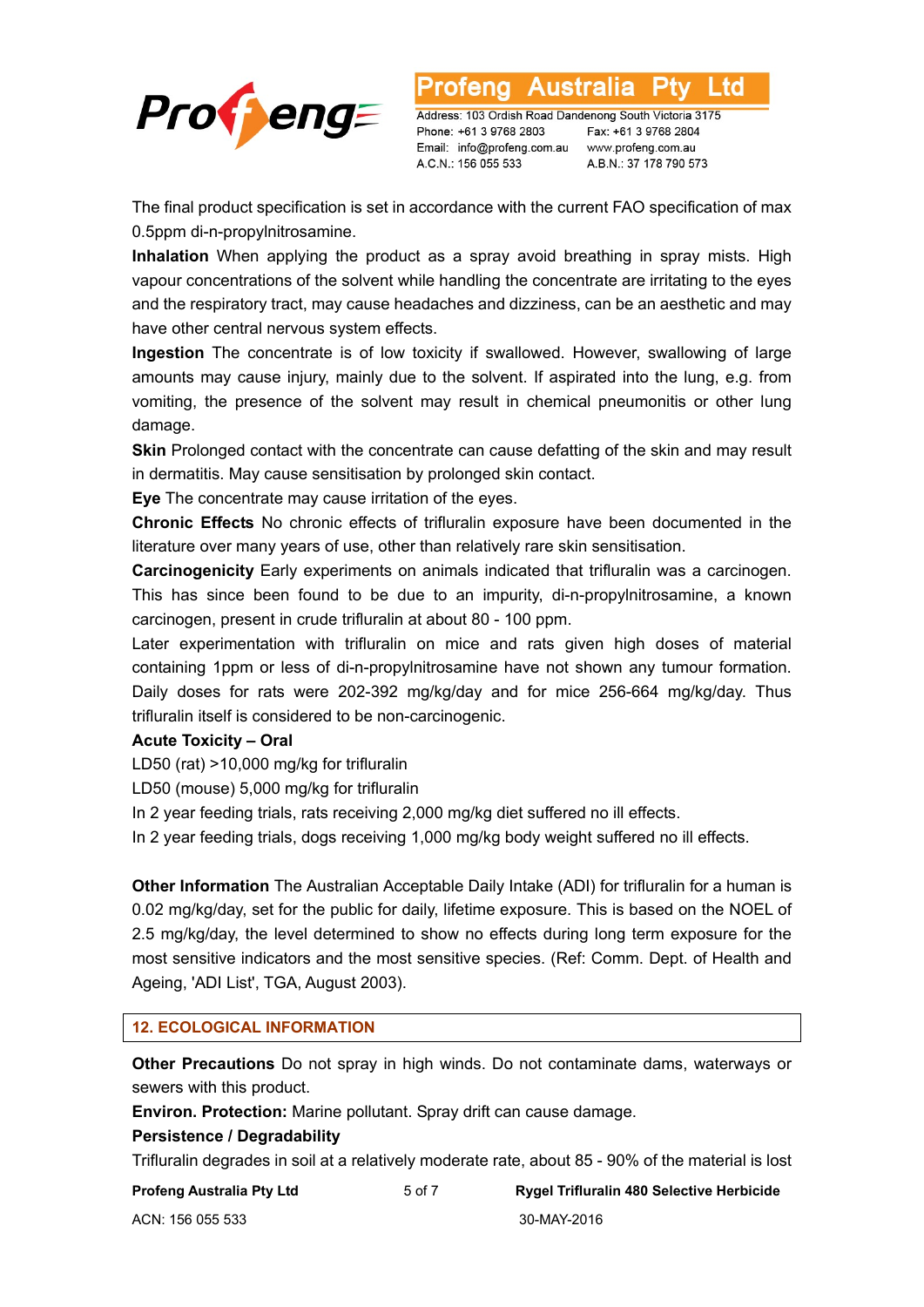The final product specification is set in accordance with the current FAO specification of max 0.5ppm di-n-propylnitrosamine.

**Inhalation** When applying the product as a spray avoid breathing in spray mists. High vapour concentrations of the solvent while handling the concentrate are irritating to the eyes and the respiratory tract, may cause headaches and dizziness, can be an aesthetic and may have other central nervous system effects.

**Ingestion** The concentrate is of low toxicity if swallowed. However, swallowing of large amounts may cause injury, mainly due to the solvent. If aspirated into the lung, e.g. from vomiting, the presence of the solvent may result in chemical pneumonitis or other lung damage.

**Skin** Prolonged contact with the concentrate can cause defatting of the skin and may result in dermatitis. May cause sensitisation by prolonged skin contact.

**Eye** The concentrate may cause irritation of the eyes.

**Chronic Effects** No chronic effects of trifluralin exposure have been documented in the literature over many years of use, other than relatively rare skin sensitisation.

**Carcinogenicity** Early experiments on animals indicated that trifluralin was a carcinogen. This has since been found to be due to an impurity, di-n-propylnitrosamine, a known carcinogen, present in crude trifluralin at about 80 - 100 ppm.

Later experimentation with trifluralin on mice and rats given high doses of material containing 1ppm or less of di-n-propylnitrosamine have not shown any tumour formation. Daily doses for rats were 202-392 mg/kg/day and for mice 256-664 mg/kg/day. Thus trifluralin itself is considered to be non-carcinogenic.

**Acute Toxicity – Oral**

LD50 (rat) >10,000 mg/kg for trifluralin

LD50 (mouse) 5,000 mg/kg for trifluralin

In 2 year feeding trials, rats receiving 2,000 mg/kg diet suffered no ill effects.

In 2 year feeding trials, dogs receiving 1,000 mg/kg body weight suffered no ill effects.

**Other Information** The Australian Acceptable Daily Intake (ADI) for trifluralin for a human is 0.02 mg/kg/day, set for the public for daily, lifetime exposure. This is based on the NOEL of 2.5 mg/kg/day, the level determined to show no effects during long term exposure for the most sensitive indicators and the most sensitive species. (Ref: Comm. Dept. of Health and Ageing, 'ADI List', TGA, August 2003).

## 12. ECOLOGICAL INFORMATION

**Other Precautions** Do not spray in high winds. Do not contaminate dams, waterways or sewers with this product.

**Environ. Protection:** Marine pollutant. Spray drift can cause damage.

**Persistence / Degradability**

Trifluralin degrades in soil at a relatively moderate rate, about 85 - 90% of the material is lost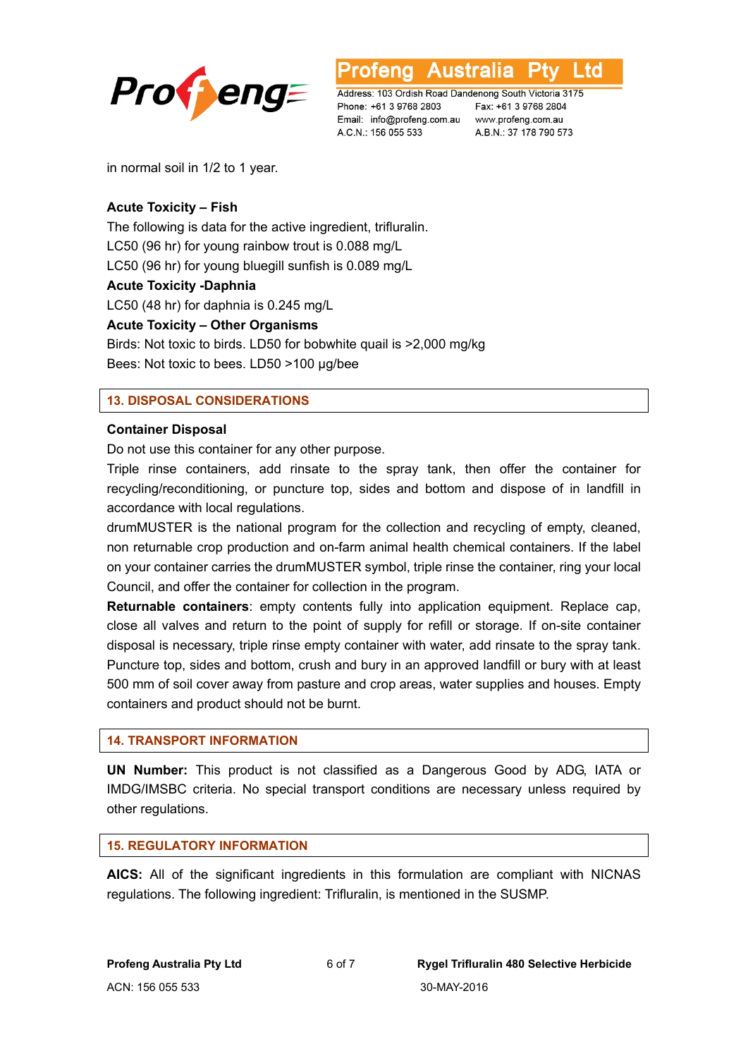in normal soil in 1/2 to 1 year.

**Acute Toxicity – Fish**

The following is data for the active ingredient, trifluralin.
LC50 (96 hr) for young rainbow trout is 0.088 mg/L
LC50 (96 hr) for young bluegill sunfish is 0.089 mg/L

**Acute Toxicity -Daphnia**

LC50 (48 hr) for daphnia is 0.245 mg/L

**Acute Toxicity – Other Organisms**

Birds: Not toxic to birds. LD50 for bobwhite quail is >2,000 mg/kg
Bees: Not toxic to bees. LD50 >100 µg/bee

## 13. DISPOSAL CONSIDERATIONS

**Container Disposal**

Do not use this container for any other purpose.

Triple rinse containers, add rinsate to the spray tank, then offer the container for recycling/reconditioning, or puncture top, sides and bottom and dispose of in landfill in accordance with local regulations.

drumMUSTER is the national program for the collection and recycling of empty, cleaned, non returnable crop production and on-farm animal health chemical containers. If the label on your container carries the drumMUSTER symbol, triple rinse the container, ring your local Council, and offer the container for collection in the program.

**Returnable containers**: empty contents fully into application equipment. Replace cap, close all valves and return to the point of supply for refill or storage. If on-site container disposal is necessary, triple rinse empty container with water, add rinsate to the spray tank. Puncture top, sides and bottom, crush and bury in an approved landfill or bury with at least 500 mm of soil cover away from pasture and crop areas, water supplies and houses. Empty containers and product should not be burnt.

## 14. TRANSPORT INFORMATION

**UN Number:** This product is not classified as a Dangerous Good by ADG, IATA or IMDG/IMSBC criteria. No special transport conditions are necessary unless required by other regulations.

## 15. REGULATORY INFORMATION

**AICS:** All of the significant ingredients in this formulation are compliant with NICNAS regulations. The following ingredient: Trifluralin, is mentioned in the SUSMP.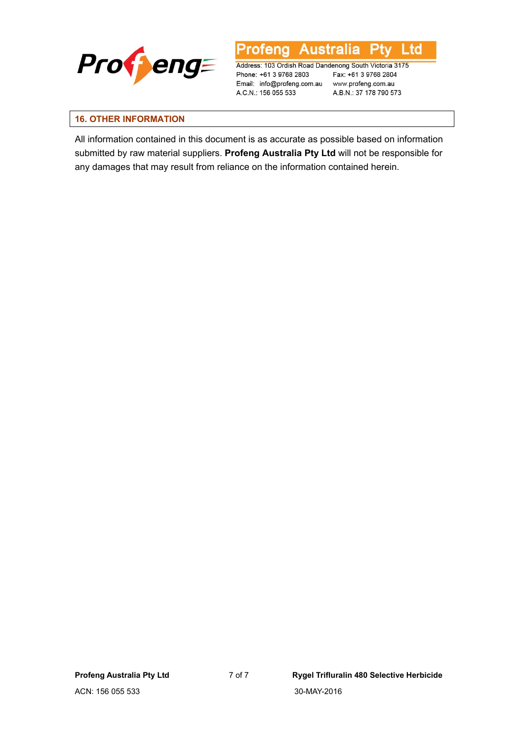## 16. OTHER INFORMATION

All information contained in this document is as accurate as possible based on information submitted by raw material suppliers. **Profeng Australia Pty Ltd** will not be responsible for any damages that may result from reliance on the information contained herein.